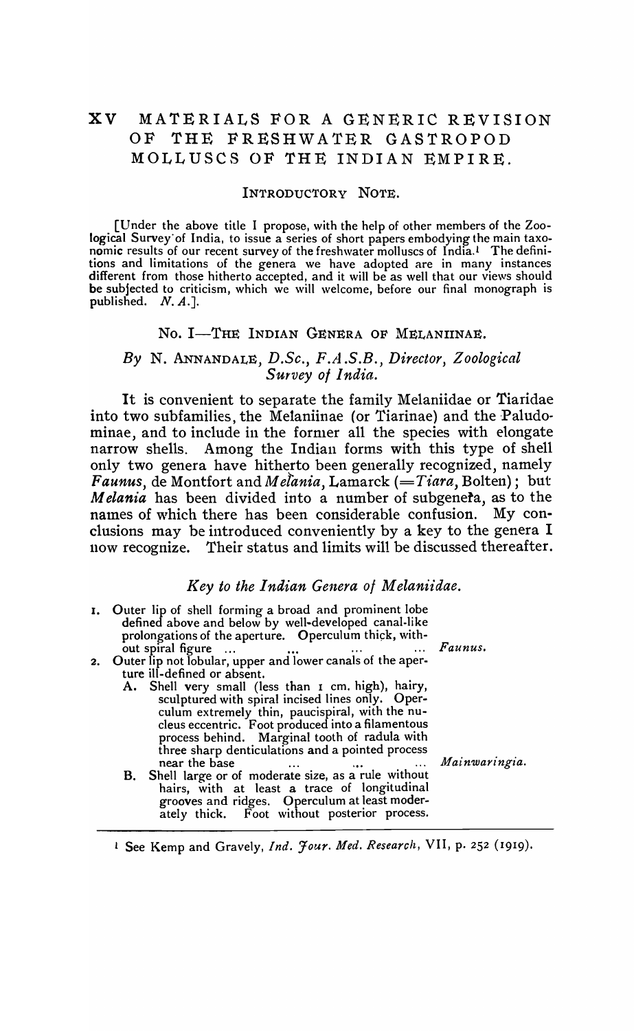# XV MATERIALS FOR A GENERIC REVISION OF THE FRESHWATER GASTROPOD MOLLUSCS OF THE INDIAN EMPIRE.

## INTRODUCTORY NOTE.

[Under the above title I propose, with the help of other members of the Zoological Survey of India, to issue a series of short papers embodying the main taxonomic results of our recent survey of the freshwater molluscs of India.[1] The definitions and limitations of the genera we have adopted are in many instances different from those hitherto accepted, and it will be as well that our views should be subjected to criticism, which we will welcome, before our final monograph is published. *N. A.*].

## No. I—THE INDIAN GENERA OF MELANIINAE.

### *By* N. ANNANDALE, *D.Sc., F.A.S.B., Director, Zoological Survey of India.*

It is convenient to separate the family Melaniidae or Tiaridae into two subfamilies, the Melaniinae (or Tiarinae) and the Paludominae, and to include in the former all the species with elongate narrow shells. Among the Indian forms with this type of shell only two genera have hitherto been generally recognized, namely *Faunus*, de Montfort and *Melania*, Lamarck (=*Tiara*, Bolten); but *Melania* has been divided into a number of subgenera, as to the names of which there has been considerable confusion. My conclusions may be introduced conveniently by a key to the genera I now recognize. Their status and limits will be discussed thereafter.

### *Key to the Indian Genera of Melaniidae.*

1. Outer lip of shell forming a broad and prominent lobe defined above and below by well-developed canal-like prolongations of the aperture. Operculum thick, without spiral figure ... ... ... ... *Faunus.*
2. Outer lip not lobular, upper and lower canals of the aperture ill-defined or absent.
   - A. Shell very small (less than 1 cm. high), hairy, sculptured with spiral incised lines only. Operculum extremely thin, paucispiral, with the nucleus eccentric. Foot produced into a filamentous process behind. Marginal tooth of radula with three sharp denticulations and a pointed process near the base ... ... ... *Mainwaringia.*
   - B. Shell large or of moderate size, as a rule without hairs, with at least a trace of longitudinal grooves and ridges. Operculum at least moderately thick. Foot without posterior process.

[1] See Kemp and Gravely, *Ind. Jour. Med. Research*, VII, p. 252 (1919).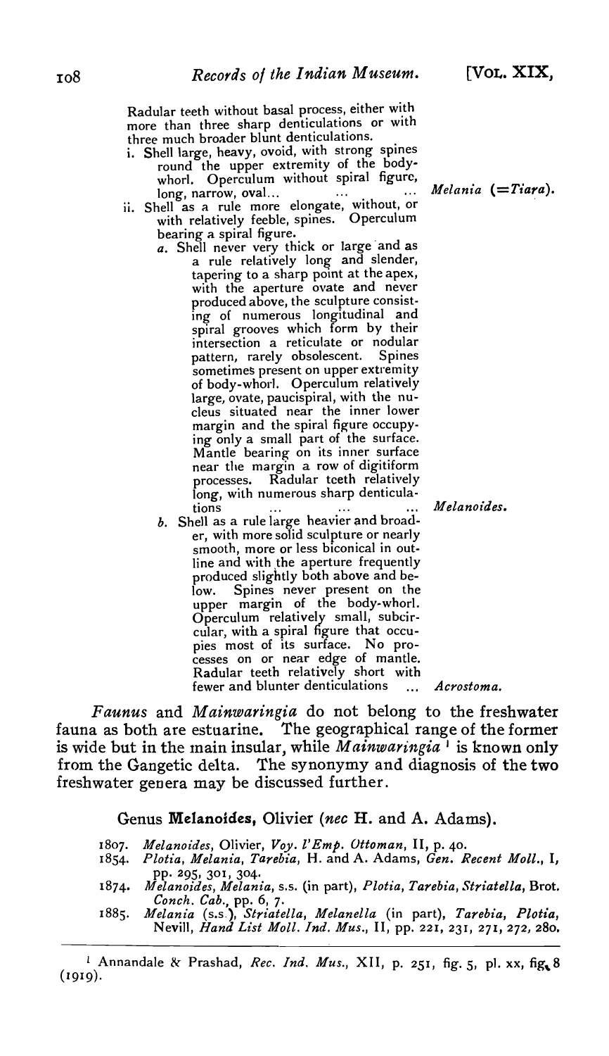Radular teeth without basal process, either with more than three sharp denticulations or with three much broader blunt denticulations.

- i. Shell large, heavy, ovoid, with strong spines round the upper extremity of the body-whorl. Operculum without spiral figure, long, narrow, oval... ... ... *Melania* (=*Tiara*).
- ii. Shell as a rule more elongate, without, or with relatively feeble, spines. Operculum bearing a spiral figure.
  - *a*. Shell never very thick or large and as a rule relatively long and slender, tapering to a sharp point at the apex, with the aperture ovate and never produced above, the sculpture consisting of numerous longitudinal and spiral grooves which form by their intersection a reticulate or nodular pattern, rarely obsolescent. Spines sometimes present on upper extremity of body-whorl. Operculum relatively large, ovate, paucispiral, with the nucleus situated near the inner lower margin and the spiral figure occupying only a small part of the surface. Mantle bearing on its inner surface near the margin a row of digitiform processes. Radular teeth relatively long, with numerous sharp denticulations ... ... ... *Melanoides*.
  - *b*. Shell as a rule large heavier and broader, with more solid sculpture or nearly smooth, more or less biconical in outline and with the aperture frequently produced slightly both above and below. Spines never present on the upper margin of the body-whorl. Operculum relatively small, subcircular, with a spiral figure that occupies most of its surface. No processes on or near edge of mantle. Radular teeth relatively short with fewer and blunter denticulations ... *Acrostoma*.

*Faunus* and *Mainwaringia* do not belong to the freshwater fauna as both are estuarine. The geographical range of the former is wide but in the main insular, while *Mainwaringia* [1] is known only from the Gangetic delta. The synonymy and diagnosis of the two freshwater genera may be discussed further.

## Genus **Melanoides**, Olivier (*nec* H. and A. Adams).

1807. *Melanoides*, Olivier, *Voy. l'Emp. Ottoman*, II, p. 40.
1854. *Plotia*, *Melania*, *Tarebia*, H. and A. Adams, *Gen. Recent Moll.*, I, pp. 295, 301, 304.
1874. *Melanoides*, *Melania*, s.s. (in part), *Plotia*, *Tarebia*, *Striatella*, Brot. *Conch. Cab.*, pp. 6, 7.
1885. *Melania* (s.s.), *Striatella*, *Melanella* (in part), *Tarebia*, *Plotia*, Nevill, *Hand List Moll. Ind. Mus.*, II, pp. 221, 231, 271, 272, 280.

---

[1] Annandale & Prashad, *Rec. Ind. Mus.*, XII, p. 251, fig. 5, pl. xx, fig. 8 (1919).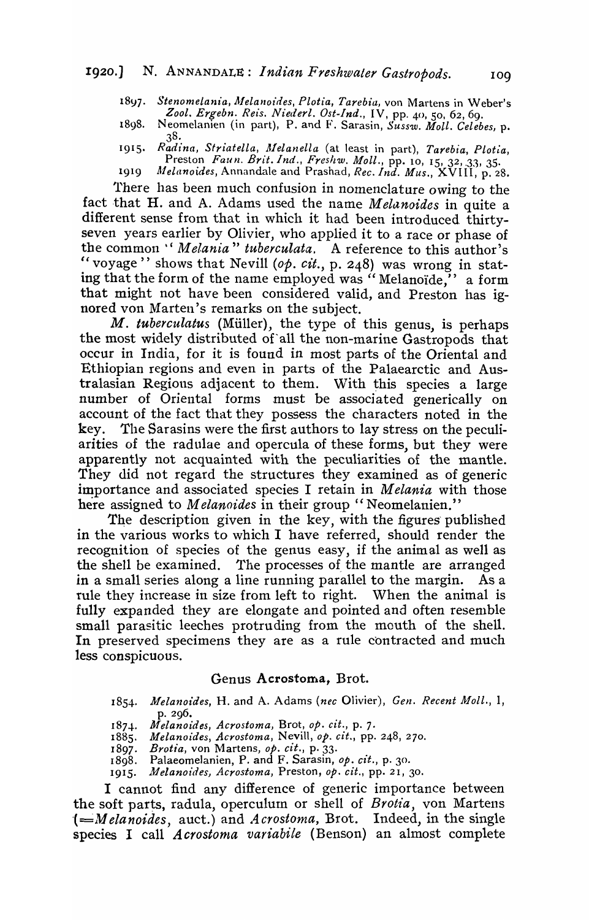1897. *Stenomelania, Melanoides, Plotia, Tarebia*, von Martens in Weber's *Zool. Ergebn. Reis. Niederl. Ost-Ind.*, IV, pp. 40, 50, 62, 69.
1898. Neomelanien (in part), P. and F. Sarasin, *Sussw. Moll. Celebes*, p. 38.
1915. *Radina, Striatella, Melanella* (at least in part), *Tarebia, Plotia*, Preston *Faun. Brit. Ind., Freshw. Moll.*, pp. 10, 15, 32, 33, 35.
1919 *Melanoides*, Annandale and Prashad, *Rec. Ind. Mus.*, XVIII, p. 28.

There has been much confusion in nomenclature owing to the fact that H. and A. Adams used the name *Melanoides* in quite a different sense from that in which it had been introduced thirty-seven years earlier by Olivier, who applied it to a race or phase of the common "*Melania*" *tuberculata*. A reference to this author's "voyage" shows that Nevill (*op. cit.*, p. 248) was wrong in stating that the form of the name employed was "Melanoïde," a form that might not have been considered valid, and Preston has ignored von Marten's remarks on the subject.

*M. tuberculatus* (Müller), the type of this genus, is perhaps the most widely distributed of all the non-marine Gastropods that occur in India, for it is found in most parts of the Oriental and Ethiopian regions and even in parts of the Palaearctic and Australasian Regions adjacent to them. With this species a large number of Oriental forms must be associated generically on account of the fact that they possess the characters noted in the key. The Sarasins were the first authors to lay stress on the peculiarities of the radulae and opercula of these forms, but they were apparently not acquainted with the peculiarities of the mantle. They did not regard the structures they examined as of generic importance and associated species I retain in *Melania* with those here assigned to *Melanoides* in their group "Neomelanien."

The description given in the key, with the figures published in the various works to which I have referred, should render the recognition of species of the genus easy, if the animal as well as the shell be examined. The processes of the mantle are arranged in a small series along a line running parallel to the margin. As a rule they increase in size from left to right. When the animal is fully expanded they are elongate and pointed and often resemble small parasitic leeches protruding from the mouth of the shell. In preserved specimens they are as a rule contracted and much less conspicuous.

## Genus Acrostoma, Brot.

1854. *Melanoides*, H. and A. Adams (*nec* Olivier), *Gen. Recent Moll.*, I, p. 296.
1874. *Melanoides, Acrostoma*, Brot, *op. cit.*, p. 7.
1885. *Melanoides, Acrostoma*, Nevill, *op. cit.*, pp. 248, 270.
1897. *Brotia*, von Martens, *op. cit.*, p. 33.
1898. Palaeomelanien, P. and F. Sarasin, *op. cit.*, p. 30.
1915. *Melanoides, Acrostoma*, Preston, *op. cit.*, pp. 21, 30.

I cannot find any difference of generic importance between the soft parts, radula, operculum or shell of *Brotia*, von Martens (=*Melanoides*, auct.) and *Acrostoma*, Brot. Indeed, in the single species I call *Acrostoma variabile* (Benson) an almost complete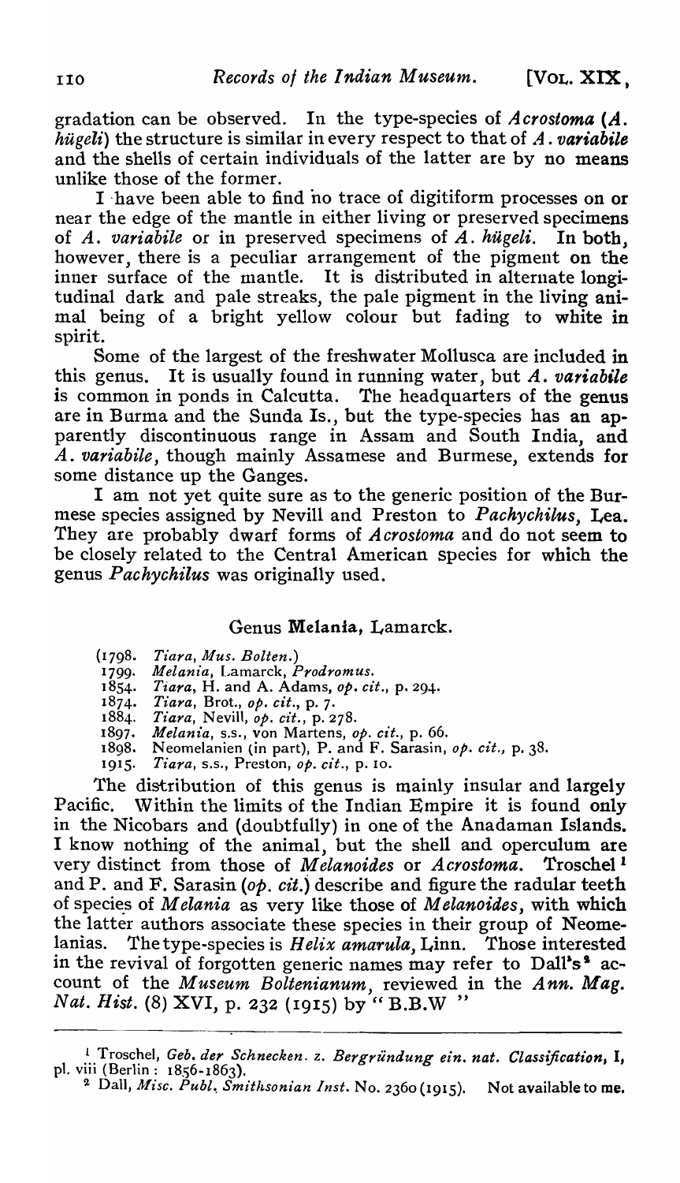gradation can be observed. In the type-species of *Acrostoma* (*A. hügeli*) the structure is similar in every respect to that of *A. variabile* and the shells of certain individuals of the latter are by no means unlike those of the former.

I have been able to find no trace of digitiform processes on or near the edge of the mantle in either living or preserved specimens of *A. variabile* or in preserved specimens of *A. hügeli*. In both, however, there is a peculiar arrangement of the pigment on the inner surface of the mantle. It is distributed in alternate longitudinal dark and pale streaks, the pale pigment in the living animal being of a bright yellow colour but fading to white in spirit.

Some of the largest of the freshwater Mollusca are included in this genus. It is usually found in running water, but *A. variabile* is common in ponds in Calcutta. The headquarters of the genus are in Burma and the Sunda Is., but the type-species has an apparently discontinuous range in Assam and South India, and *A. variabile*, though mainly Assamese and Burmese, extends for some distance up the Ganges.

I am not yet quite sure as to the generic position of the Burmese species assigned by Nevill and Preston to *Pachychilus*, Lea. They are probably dwarf forms of *Acrostoma* and do not seem to be closely related to the Central American species for which the genus *Pachychilus* was originally used.

## Genus **Melania**, Lamarck.

(1798. *Tiara*, *Mus. Bolten.*)
1799. *Melania*, Lamarck, *Prodromus*.
1854. *Tiara*, H. and A. Adams, *op. cit.*, p. 294.
1874. *Tiara*, Brot., *op. cit.*, p. 7.
1884. *Tiara*, Nevill, *op. cit.*, p. 278.
1897. *Melania*, s.s., von Martens, *op. cit.*, p. 66.
1898. Neomelanien (in part), P. and F. Sarasin, *op. cit.*, p. 38.
1915. *Tiara*, s.s., Preston, *op. cit.*, p. 10.

The distribution of this genus is mainly insular and largely Pacific. Within the limits of the Indian Empire it is found only in the Nicobars and (doubtfully) in one of the Anadaman Islands. I know nothing of the animal, but the shell and operculum are very distinct from those of *Melanoides* or *Acrostoma*. Troschel [1] and P. and F. Sarasin (*op. cit.*) describe and figure the radular teeth of species of *Melania* as very like those of *Melanoides*, with which the latter authors associate these species in their group of Neomelanias. The type-species is *Helix amarula*, Linn. Those interested in the revival of forgotten generic names may refer to Dall's [2] account of the *Museum Boltenianum*, reviewed in the *Ann. Mag. Nat. Hist.* (8) XVI, p. 232 (1915) by "B.B.W"

---

[1] Troschel, *Geb. der Schnecken. z. Bergründung ein. nat. Classification*, I, pl. viii (Berlin: 1856-1863).

[2] Dall, *Misc. Publ. Smithsonian Inst.* No. 2360 (1915). Not available to me.